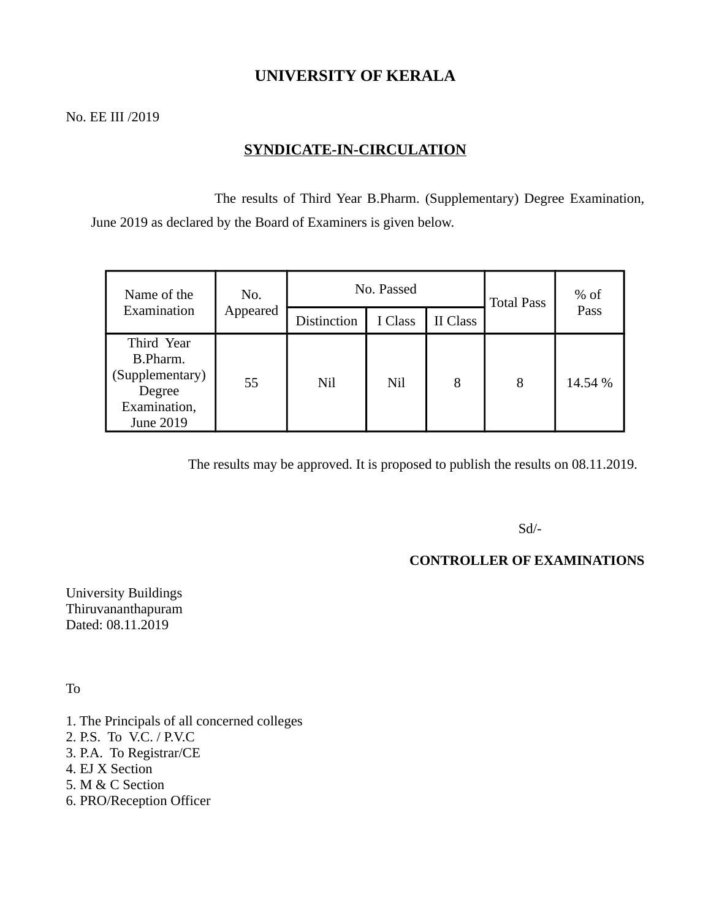# UNIVERSITY OF KERALA

No. EE III /2019

## SYNDICATE-IN-CIRCULATION

The results of Third Year B.Pharm. (Supplementary) Degree Examination, June 2019 as declared by the Board of Examiners is given below.

| Name of the Examination | No. Appeared | No. Passed | | | Total Pass | % of Pass |
|---|---|---|---|---|---|---|
| | | Distinction | I Class | II Class | | |
| Third Year B.Pharm. (Supplementary) Degree Examination, June 2019 | 55 | Nil | Nil | 8 | 8 | 14.54 % |

The results may be approved. It is proposed to publish the results on 08.11.2019.

Sd/-

**CONTROLLER OF EXAMINATIONS**

University Buildings
Thiruvananthapuram
Dated: 08.11.2019

To

1. The Principals of all concerned colleges
2. P.S. To V.C. / P.V.C
3. P.A. To Registrar/CE
4. EJ X Section
5. M & C Section
6. PRO/Reception Officer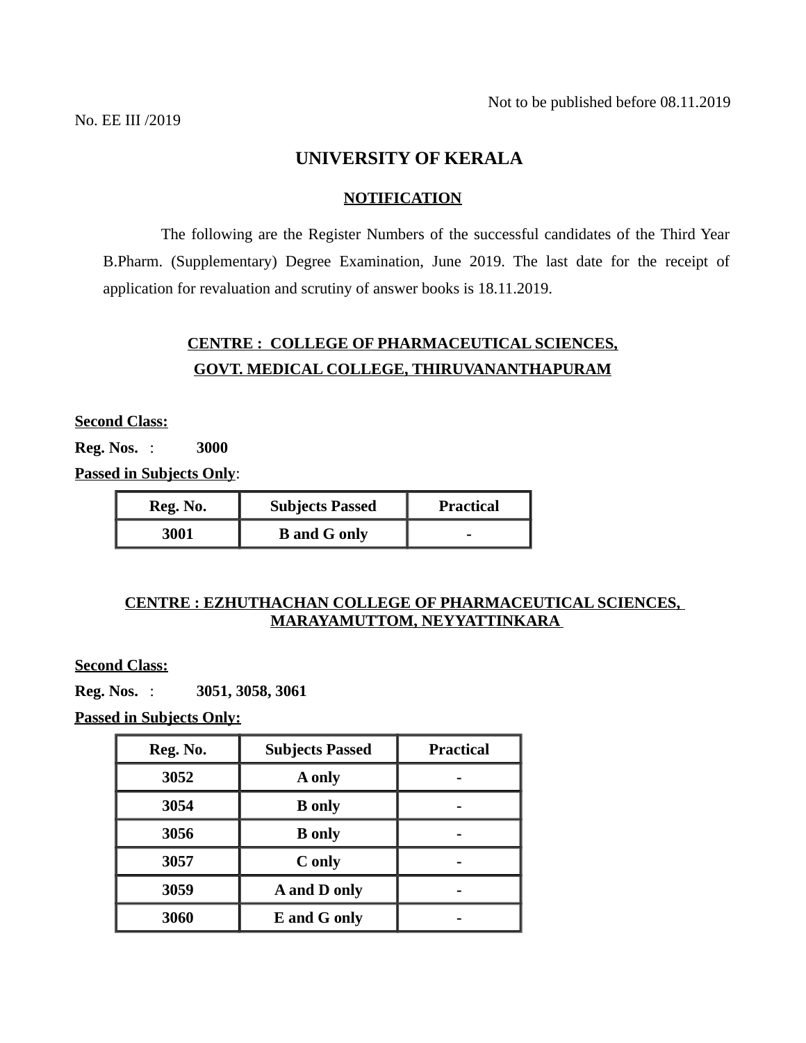Not to be published before 08.11.2019

No. EE III /2019

# UNIVERSITY OF KERALA

## NOTIFICATION

The following are the Register Numbers of the successful candidates of the Third Year B.Pharm. (Supplementary) Degree Examination, June 2019. The last date for the receipt of application for revaluation and scrutiny of answer books is 18.11.2019.

### CENTRE : COLLEGE OF PHARMACEUTICAL SCIENCES, GOVT. MEDICAL COLLEGE, THIRUVANANTHAPURAM

**Second Class:**

**Reg. Nos.** : **3000**

**Passed in Subjects Only**:

| Reg. No. | Subjects Passed | Practical |
|---|---|---|
| 3001 | B and G only | - |

### CENTRE : EZHUTHACHAN COLLEGE OF PHARMACEUTICAL SCIENCES, MARAYAMUTTOM, NEYYATTINKARA

**Second Class:**

**Reg. Nos.** : **3051, 3058, 3061**

**Passed in Subjects Only:**

| Reg. No. | Subjects Passed | Practical |
|---|---|---|
| 3052 | A only | - |
| 3054 | B only | - |
| 3056 | B only | - |
| 3057 | C only | - |
| 3059 | A and D only | - |
| 3060 | E and G only | - |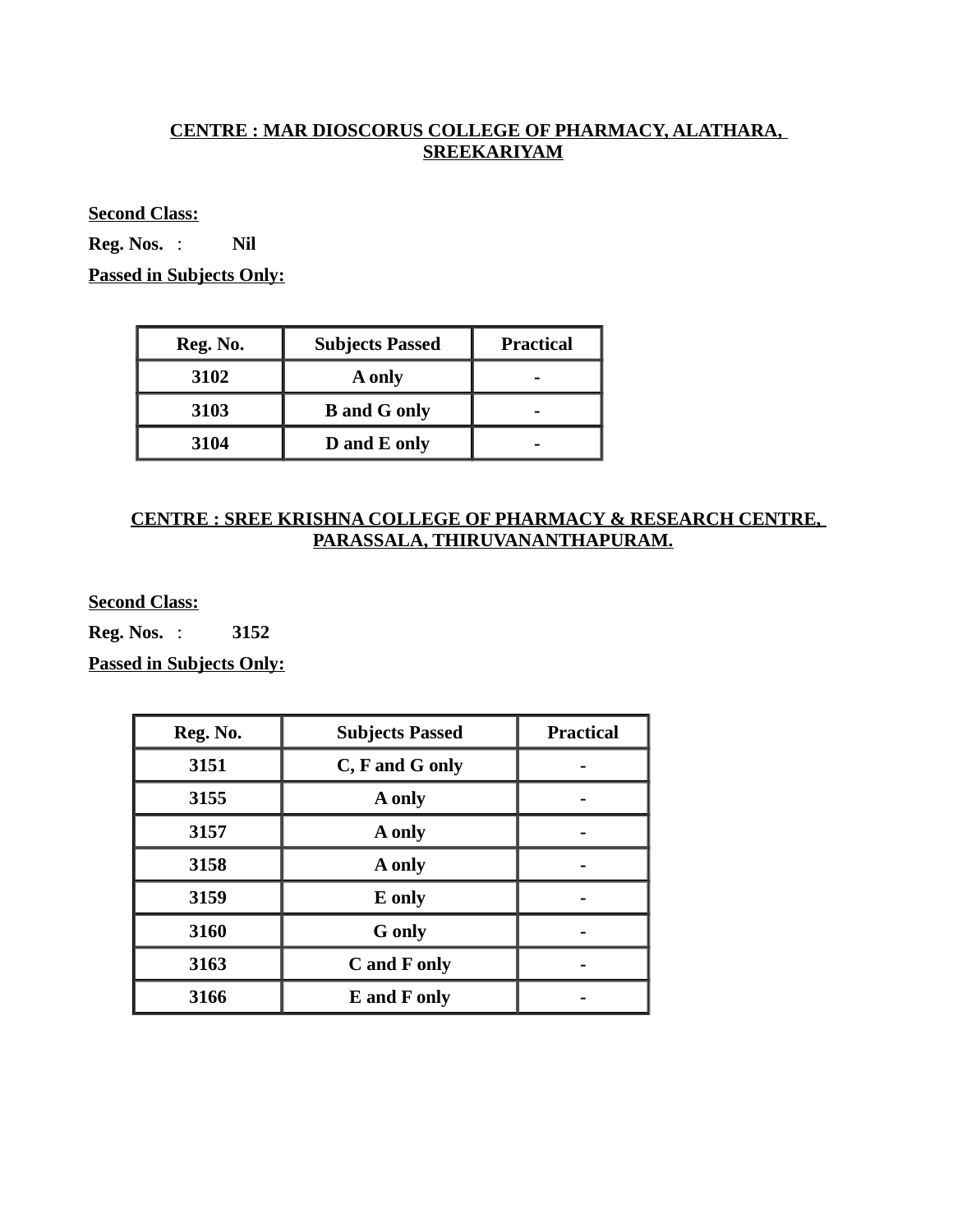## CENTRE : MAR DIOSCORUS COLLEGE OF PHARMACY, ALATHARA, SREEKARIYAM

**Second Class:**

**Reg. Nos.** : **Nil**

**Passed in Subjects Only:**

| Reg. No. | Subjects Passed | Practical |
|---|---|---|
| 3102 | A only | - |
| 3103 | B and G only | - |
| 3104 | D and E only | - |

## CENTRE : SREE KRISHNA COLLEGE OF PHARMACY & RESEARCH CENTRE, PARASSALA, THIRUVANANTHAPURAM.

**Second Class:**

**Reg. Nos.** : **3152**

**Passed in Subjects Only:**

| Reg. No. | Subjects Passed | Practical |
|---|---|---|
| 3151 | C, F and G only | - |
| 3155 | A only | - |
| 3157 | A only | - |
| 3158 | A only | - |
| 3159 | E only | - |
| 3160 | G only | - |
| 3163 | C and F only | - |
| 3166 | E and F only | - |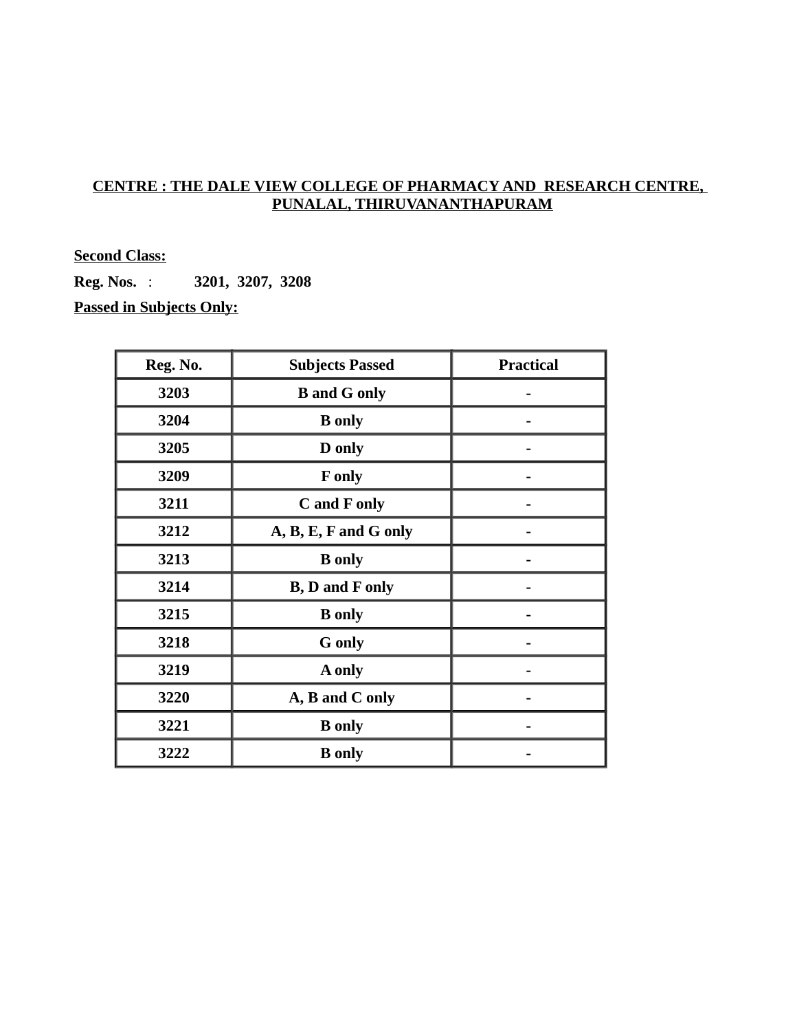**CENTRE : THE DALE VIEW COLLEGE OF PHARMACY AND RESEARCH CENTRE, PUNALAL, THIRUVANANTHAPURAM**

**Second Class:**

**Reg. Nos.** : **3201, 3207, 3208**

**Passed in Subjects Only:**

| Reg. No. | Subjects Passed | Practical |
|---|---|---|
| 3203 | B and G only | - |
| 3204 | B only | - |
| 3205 | D only | - |
| 3209 | F only | - |
| 3211 | C and F only | - |
| 3212 | A, B, E, F and G only | - |
| 3213 | B only | - |
| 3214 | B, D and F only | - |
| 3215 | B only | - |
| 3218 | G only | - |
| 3219 | A only | - |
| 3220 | A, B and C only | - |
| 3221 | B only | - |
| 3222 | B only | - |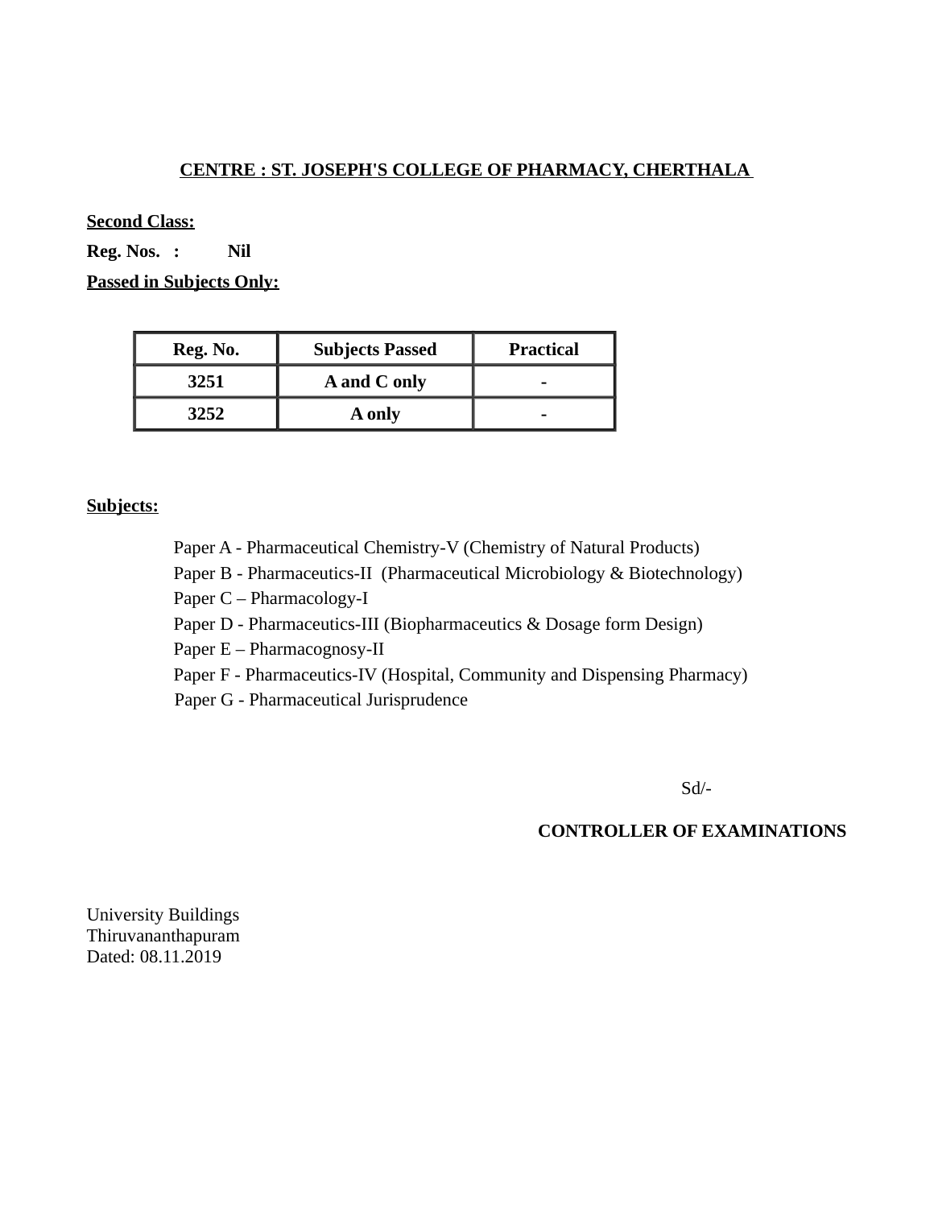## CENTRE : ST. JOSEPH'S COLLEGE OF PHARMACY, CHERTHALA

**Second Class:**

**Reg. Nos. : Nil**

**Passed in Subjects Only:**

| Reg. No. | Subjects Passed | Practical |
|---|---|---|
| 3251 | A and C only | - |
| 3252 | A only | - |

**Subjects:**

Paper A - Pharmaceutical Chemistry-V (Chemistry of Natural Products)
Paper B - Pharmaceutics-II (Pharmaceutical Microbiology & Biotechnology)
Paper C – Pharmacology-I
Paper D - Pharmaceutics-III (Biopharmaceutics & Dosage form Design)
Paper E – Pharmacognosy-II
Paper F - Pharmaceutics-IV (Hospital, Community and Dispensing Pharmacy)
Paper G - Pharmaceutical Jurisprudence

Sd/-

**CONTROLLER OF EXAMINATIONS**

University Buildings
Thiruvananthapuram
Dated: 08.11.2019